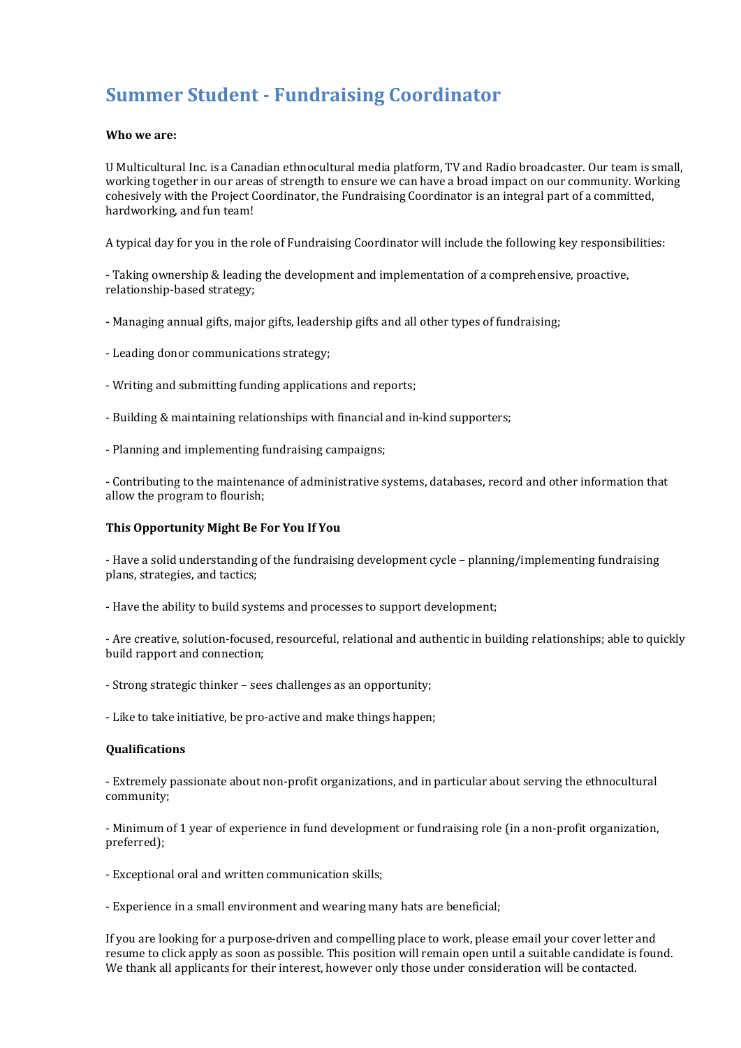# Summary Student - Fundraising Coordinator

**Who we are:**

U Multicultural Inc. is a Canadian ethnocultural media platform, TV and Radio broadcaster. Our team is small, working together in our areas of strength to ensure we can have a broad impact on our community. Working cohesively with the Project Coordinator, the Fundraising Coordinator is an integral part of a committed, hardworking, and fun team!

A typical day for you in the role of Fundraising Coordinator will include the following key responsibilities:

- Taking ownership & leading the development and implementation of a comprehensive, proactive, relationship-based strategy;

- Managing annual gifts, major gifts, leadership gifts and all other types of fundraising;

- Leading donor communications strategy;

- Writing and submitting funding applications and reports;

- Building & maintaining relationships with financial and in-kind supporters;

- Planning and implementing fundraising campaigns;

- Contributing to the maintenance of administrative systems, databases, record and other information that allow the program to flourish;

**This Opportunity Might Be For You If You**

- Have a solid understanding of the fundraising development cycle – planning/implementing fundraising plans, strategies, and tactics;

- Have the ability to build systems and processes to support development;

- Are creative, solution-focused, resourceful, relational and authentic in building relationships; able to quickly build rapport and connection;

- Strong strategic thinker – sees challenges as an opportunity;

- Like to take initiative, be pro-active and make things happen;

**Qualifications**

- Extremely passionate about non-profit organizations, and in particular about serving the ethnocultural community;

- Minimum of 1 year of experience in fund development or fundraising role (in a non-profit organization, preferred);

- Exceptional oral and written communication skills;

- Experience in a small environment and wearing many hats are beneficial;

If you are looking for a purpose-driven and compelling place to work, please email your cover letter and resume to click apply as soon as possible. This position will remain open until a suitable candidate is found. We thank all applicants for their interest, however only those under consideration will be contacted.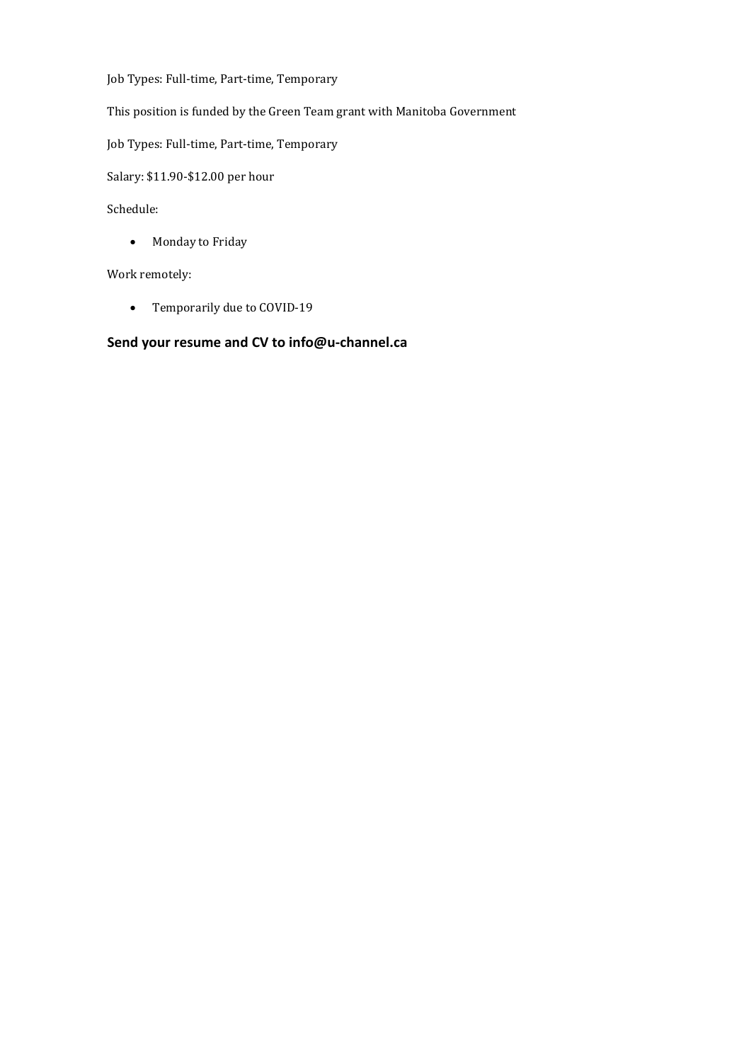Job Types: Full-time, Part-time, Temporary

This position is funded by the Green Team grant with Manitoba Government

Job Types: Full-time, Part-time, Temporary

Salary: $11.90-$12.00 per hour

Schedule:

- Monday to Friday

Work remotely:

- Temporarily due to COVID-19

**Send your resume and CV to info@u-channel.ca**